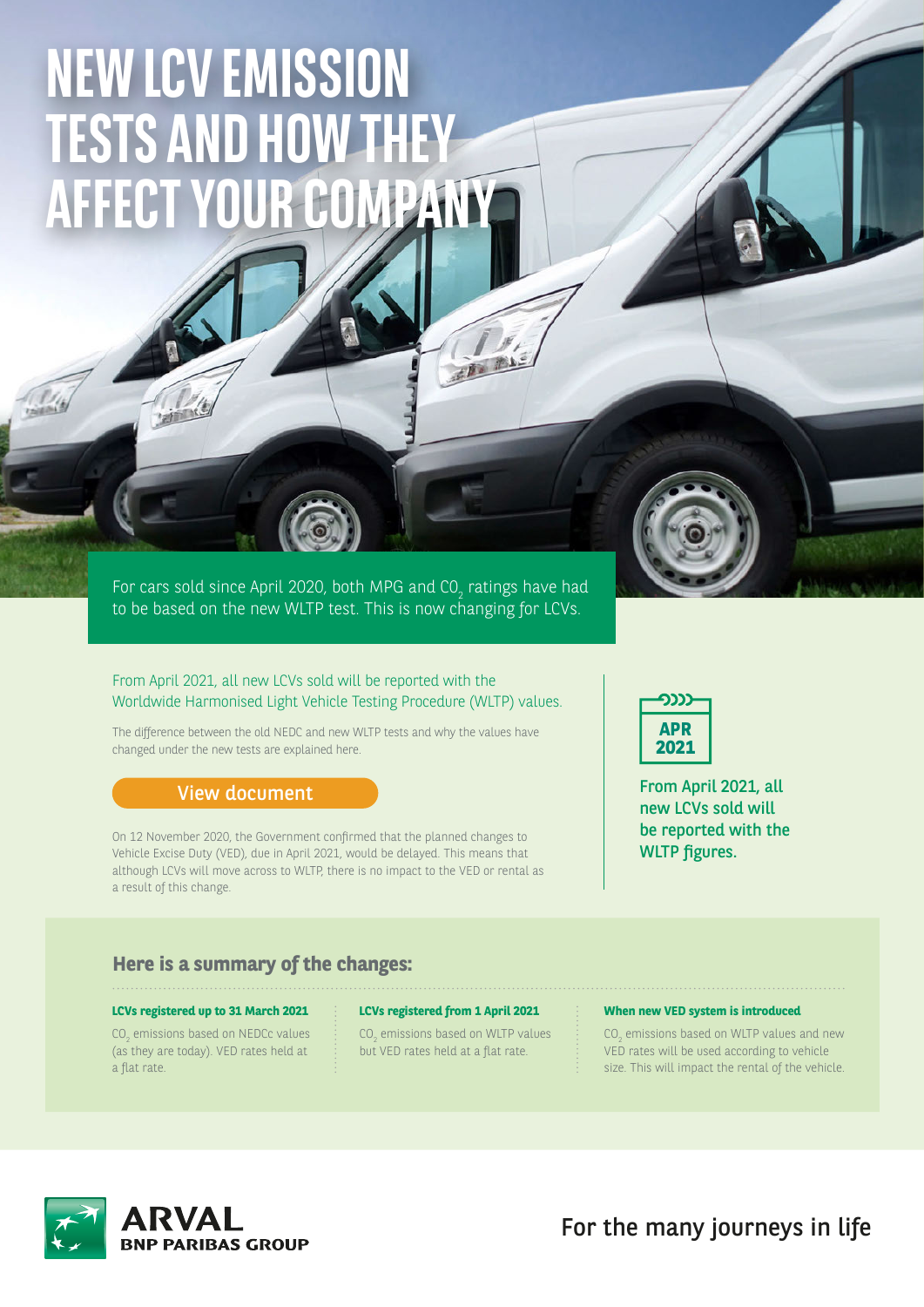# NEW LCV EMISSION TESTS AND HOW THEY AFFECT YOUR COMPANY

For cars sold since April 2020, both MPG and $CO_2$ ratings have had to be based on the new WLTP test. This is now changing for LCVs.

From April 2021, all new LCVs sold will be reported with the Worldwide Harmonised Light Vehicle Testing Procedure (WLTP) values.

The difference between the old NEDC and new WLTP tests and why the values have changed under the new tests are explained here.

View document

On 12 November 2020, the Government confirmed that the planned changes to Vehicle Excise Duty (VED), due in April 2021, would be delayed. This means that although LCVs will move across to WLTP, there is no impact to the VED or rental as a result of this change.

APR 2021

**From April 2021, all new LCVs sold will be reported with the WLTP figures.**

## Here is a summary of the changes:

**LCVs registered up to 31 March 2021**

$CO_2$ emissions based on NEDCc values (as they are today). VED rates held at a flat rate.

**LCVs registered from 1 April 2021**

$CO_2$ emissions based on WLTP values but VED rates held at a flat rate.

**When new VED system is introduced**

$CO_2$ emissions based on WLTP values and new VED rates will be used according to vehicle size. This will impact the rental of the vehicle.

ARVAL BNP PARIBAS GROUP

For the many journeys in life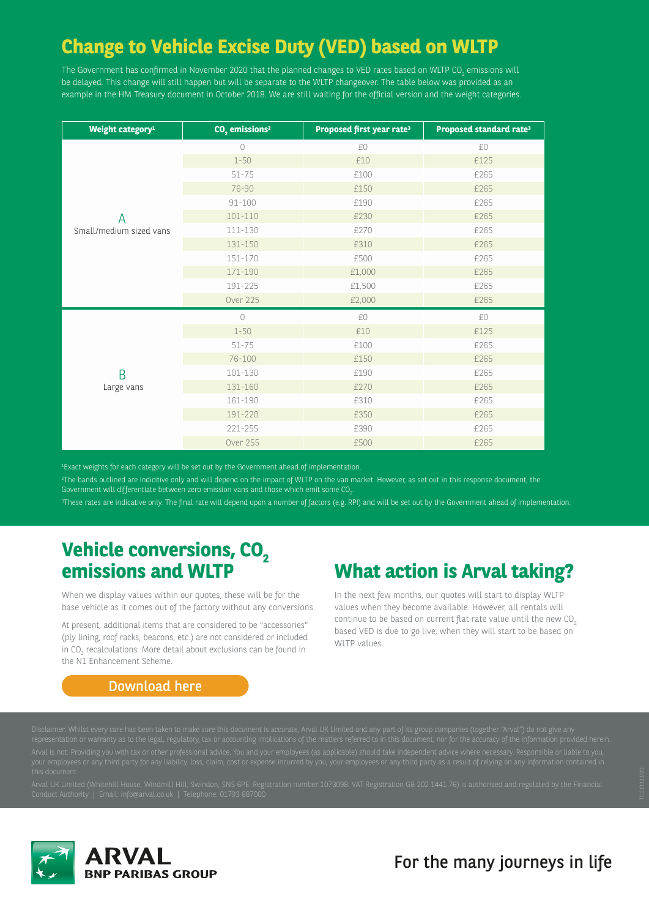# Change to Vehicle Excise Duty (VED) based on WLTP

The Government has confirmed in November 2020 that the planned changes to VED rates based on WLTP $CO_2$ emissions will be delayed. This change will still happen but will be separate to the WLTP changeover. The table below was provided as an example in the HM Treasury document in October 2018. We are still waiting for the official version and the weight categories.

| Weight category[1] | $CO_2$ emissions[2] | Proposed first year rate[3] | Proposed standard rate[3] |
|---|---|---|---|
| A Small/medium sized vans | 0 | £0 | £0 |
| | 1-50 | £10 | £125 |
| | 51-75 | £100 | £265 |
| | 76-90 | £150 | £265 |
| | 91-100 | £190 | £265 |
| | 101-110 | £230 | £265 |
| | 111-130 | £270 | £265 |
| | 131-150 | £310 | £265 |
| | 151-170 | £500 | £265 |
| | 171-190 | £1,000 | £265 |
| | 191-225 | £1,500 | £265 |
| | Over 225 | £2,000 | £265 |
| B Large vans | 0 | £0 | £0 |
| | 1-50 | £10 | £125 |
| | 51-75 | £100 | £265 |
| | 76-100 | £150 | £265 |
| | 101-130 | £190 | £265 |
| | 131-160 | £270 | £265 |
| | 161-190 | £310 | £265 |
| | 191-220 | £350 | £265 |
| | 221-255 | £390 | £265 |
| | Over 255 | £500 | £265 |

[1]Exact weights for each category will be set out by the Government ahead of implementation.

[2]The bands outlined are indicitive only and will depend on the impact of WLTP on the van market. However, as set out in this response document, the Government will differentiate between zero emission vans and those which emit some $CO_2$.

[3]These rates are indicative only. The final rate will depend upon a number of factors (e.g. RPI) and will be set out by the Government ahead of implementation.

## Vehicle conversions, $CO_2$ emissions and WLTP

When we display values within our quotes, these will be for the base vehicle as it comes out of the factory without any conversions.

At present, additional items that are considered to be "accessories" (ply lining, roof racks, beacons, etc.) are not considered or included in $CO_2$ recalculations. More detail about exclusions can be found in the N1 Enhancement Scheme.

Download here

## What action is Arval taking?

In the next few months, our quotes will start to display WLTP values when they become available. However, all rentals will continue to be based on current flat rate value until the new $CO_2$ based VED is due to go live, when they will start to be based on WLTP values.

Disclaimer: Whilst every care has been taken to make sure this document is accurate, Arval UK Limited and any part of its group companies (together "Arval") do not give any representation or warranty as to the legal, regulatory, tax or accounting implications of the matters referred to in this document, nor for the accuracy of the information provided herein.

Arval is not: Providing you with tax or other professional advice. You and your employees (as applicable) should take independent advice where necessary. Responsible or liable to you, your employees or any third party for any liability, loss, claim, cost or expense incurred by you, your employees or any third party as a result of relying on any information contained in this document

Arval UK Limited (Whitehill House, Windmill Hill, Swindon, SN5 6PE. Registration number 1073098. VAT Registration GB 202 1441 76) is authorised and regulated by the Financial Conduct Authority | Email: info@arval.co.uk | Telephone: 01793 887000

ARVAL
BNP PARIBAS GROUP

For the many journeys in life